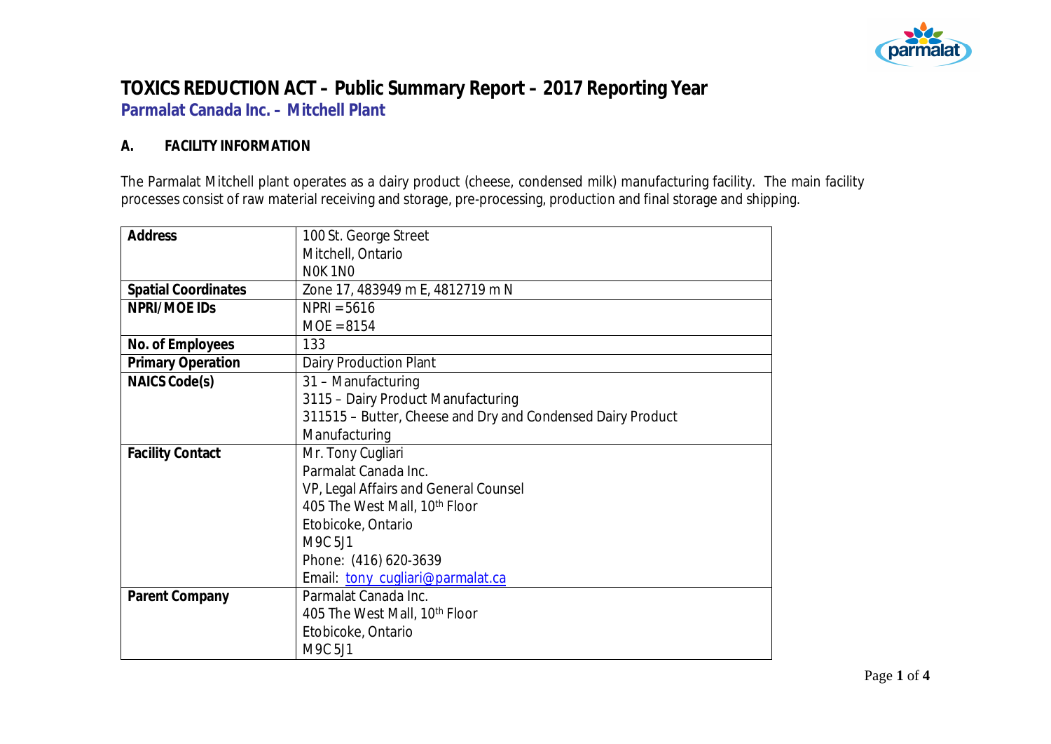# TOXICS REDUCTION ACT – Public Summary Report – 2017 Reporting Year

## Parmalat Canada Inc. – Mitchell Plant

### A. FACILITY INFORMATION

The Parmalat Mitchell plant operates as a dairy product (cheese, condensed milk) manufacturing facility. The main facility processes consist of raw material receiving and storage, pre-processing, production and final storage and shipping.

| | |
|---|---|
| **Address** | 100 St. George Street<br>Mitchell, Ontario<br>N0K 1N0 |
| **Spatial Coordinates** | Zone 17, 483949 m E, 4812719 m N |
| **NPRI/MOE IDs** | NPRI = 5616<br>MOE = 8154 |
| **No. of Employees** | 133 |
| **Primary Operation** | Dairy Production Plant |
| **NAICS Code(s)** | 31 – Manufacturing<br>3115 – Dairy Product Manufacturing<br>311515 – Butter, Cheese and Dry and Condensed Dairy Product Manufacturing |
| **Facility Contact** | Mr. Tony Cugliari<br>Parmalat Canada Inc.<br>VP, Legal Affairs and General Counsel<br>405 The West Mall, 10th Floor<br>Etobicoke, Ontario<br>M9C 5J1<br>Phone: (416) 620-3639<br>Email: tony_cugliari@parmalat.ca |
| **Parent Company** | Parmalat Canada Inc.<br>405 The West Mall, 10th Floor<br>Etobicoke, Ontario<br>M9C 5J1 |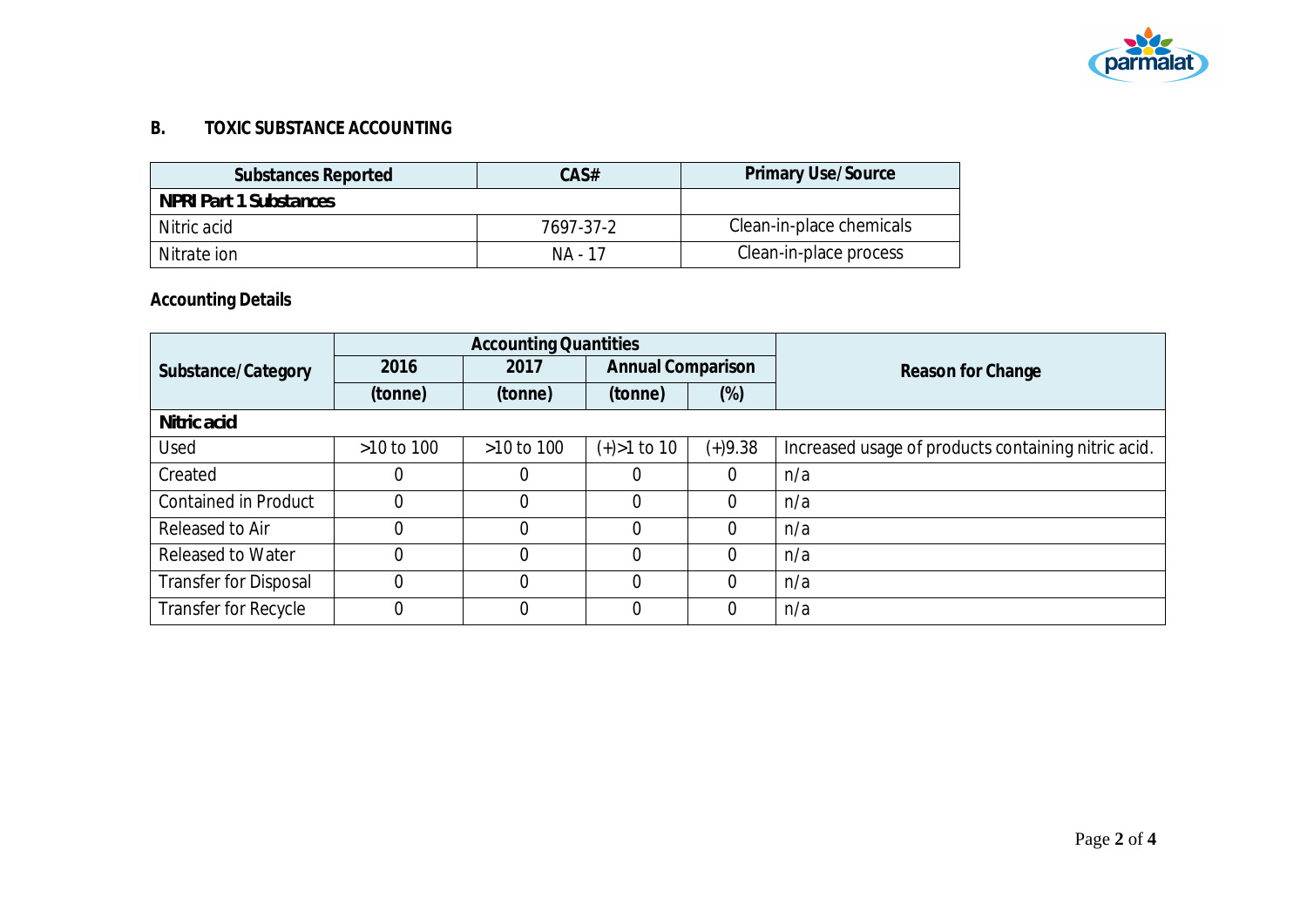## B. TOXIC SUBSTANCE ACCOUNTING

| Substances Reported | CAS# | Primary Use/Source |
|---|---|---|
| **NPRI Part 1 Substances** | | |
| Nitric acid | 7697-37-2 | Clean-in-place chemicals |
| Nitrate ion | NA - 17 | Clean-in-place process |

### Accounting Details

| Substance/Category | Accounting Quantities | | | | Reason for Change |
|---|---|---|---|---|---|
| | 2016 | 2017 | Annual Comparison | | |
| | (tonne) | (tonne) | (tonne) | (%) | |
| **Nitric acid** | | | | | |
| Used | >10 to 100 | >10 to 100 | (+)>1 to 10 | (+)9.38 | Increased usage of products containing nitric acid. |
| Created | 0 | 0 | 0 | 0 | n/a |
| Contained in Product | 0 | 0 | 0 | 0 | n/a |
| Released to Air | 0 | 0 | 0 | 0 | n/a |
| Released to Water | 0 | 0 | 0 | 0 | n/a |
| Transfer for Disposal | 0 | 0 | 0 | 0 | n/a |
| Transfer for Recycle | 0 | 0 | 0 | 0 | n/a |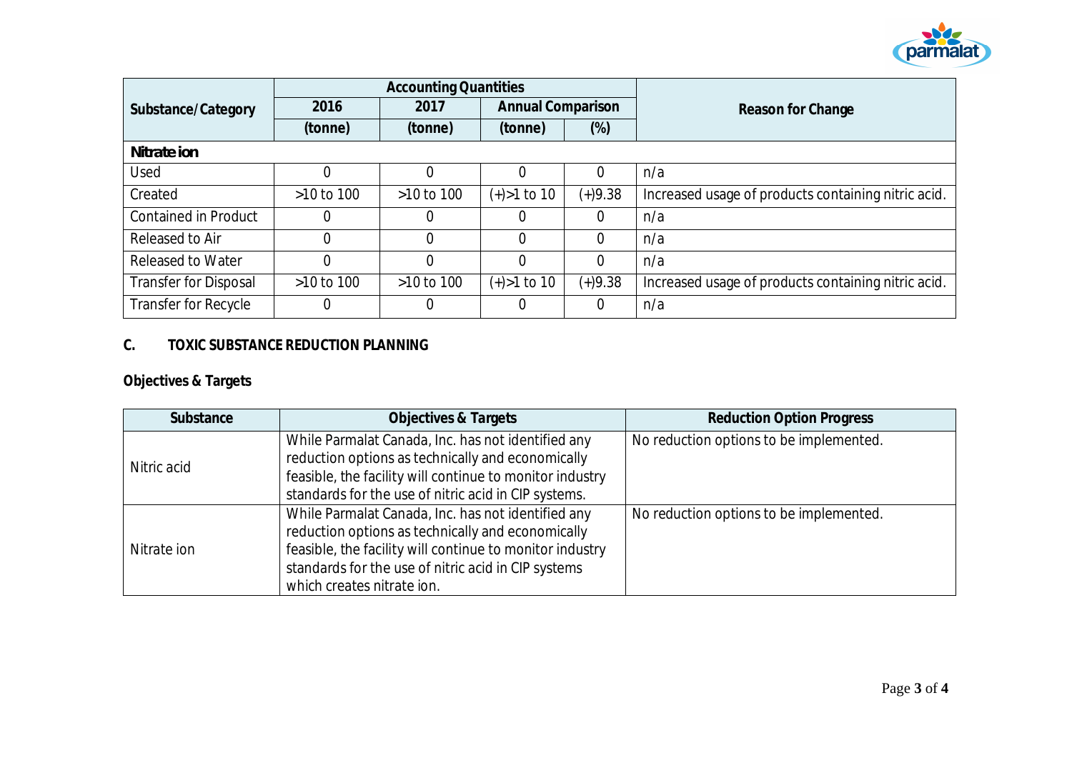| Substance/Category | Accounting Quantities | | | | Reason for Change |
|---|---|---|---|---|---|
| | 2016 | 2017 | Annual Comparison | | |
| | (tonne) | (tonne) | (tonne) | (%) | |
| **Nitrate ion** | | | | | |
| Used | 0 | 0 | 0 | 0 | n/a |
| Created | >10 to 100 | >10 to 100 | (+)>1 to 10 | (+)9.38 | Increased usage of products containing nitric acid. |
| Contained in Product | 0 | 0 | 0 | 0 | n/a |
| Released to Air | 0 | 0 | 0 | 0 | n/a |
| Released to Water | 0 | 0 | 0 | 0 | n/a |
| Transfer for Disposal | >10 to 100 | >10 to 100 | (+)>1 to 10 | (+)9.38 | Increased usage of products containing nitric acid. |
| Transfer for Recycle | 0 | 0 | 0 | 0 | n/a |

## C. TOXIC SUBSTANCE REDUCTION PLANNING

### Objectives & Targets

| Substance | Objectives & Targets | Reduction Option Progress |
|---|---|---|
| Nitric acid | While Parmalat Canada, Inc. has not identified any reduction options as technically and economically feasible, the facility will continue to monitor industry standards for the use of nitric acid in CIP systems. | No reduction options to be implemented. |
| Nitrate ion | While Parmalat Canada, Inc. has not identified any reduction options as technically and economically feasible, the facility will continue to monitor industry standards for the use of nitric acid in CIP systems which creates nitrate ion. | No reduction options to be implemented. |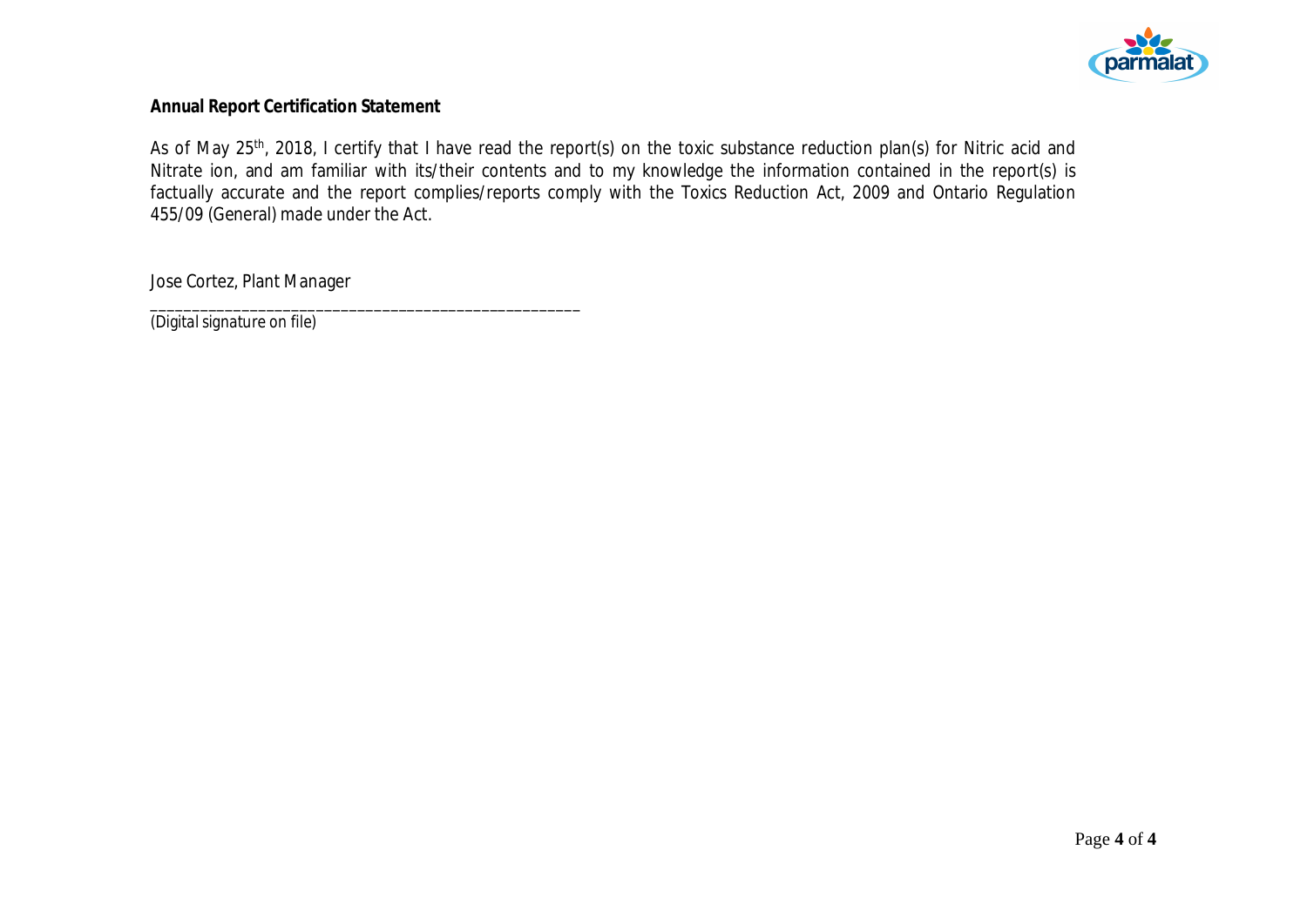**Annual Report Certification Statement**

As of May 25th, 2018, I certify that I have read the report(s) on the toxic substance reduction plan(s) for Nitric acid and Nitrate ion, and am familiar with its/their contents and to my knowledge the information contained in the report(s) is factually accurate and the report complies/reports comply with the Toxics Reduction Act, 2009 and Ontario Regulation 455/09 (General) made under the Act.

Jose Cortez, Plant Manager

_____________________________________________________

(Digital signature on file)